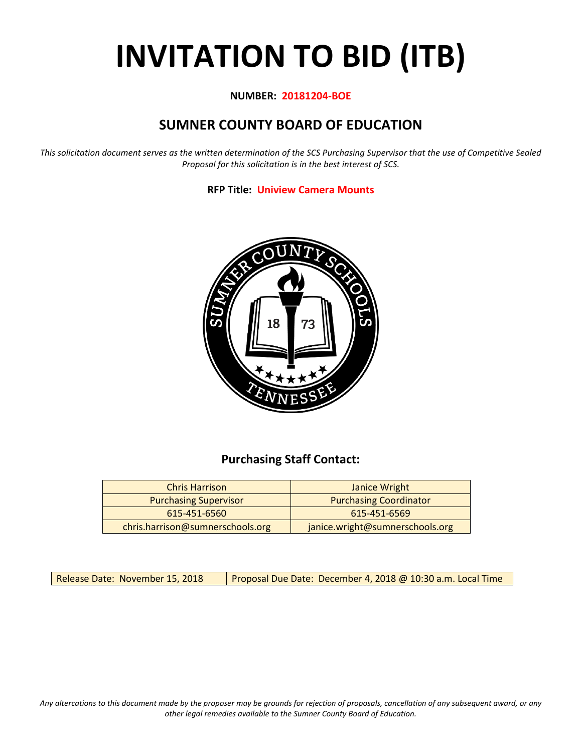# INVITATION TO BID (ITB)

**NUMBER: 20181204-BOE**

## SUMNER COUNTY BOARD OF EDUCATION

*This solicitation document serves as the written determination of the SCS Purchasing Supervisor that the use of Competitive Sealed Proposal for this solicitation is in the best interest of SCS.*

**RFP Title: Uniview Camera Mounts**

### Purchasing Staff Contact:

| Chris Harrison | Janice Wright |
|---|---|
| Purchasing Supervisor | Purchasing Coordinator |
| 615-451-6560 | 615-451-6569 |
| chris.harrison@sumnerschools.org | janice.wright@sumnerschools.org |

| Release Date: November 15, 2018 | Proposal Due Date: December 4, 2018 @ 10:30 a.m. Local Time |
|---|---|

*Any altercations to this document made by the proposer may be grounds for rejection of proposals, cancellation of any subsequent award, or any other legal remedies available to the Sumner County Board of Education.*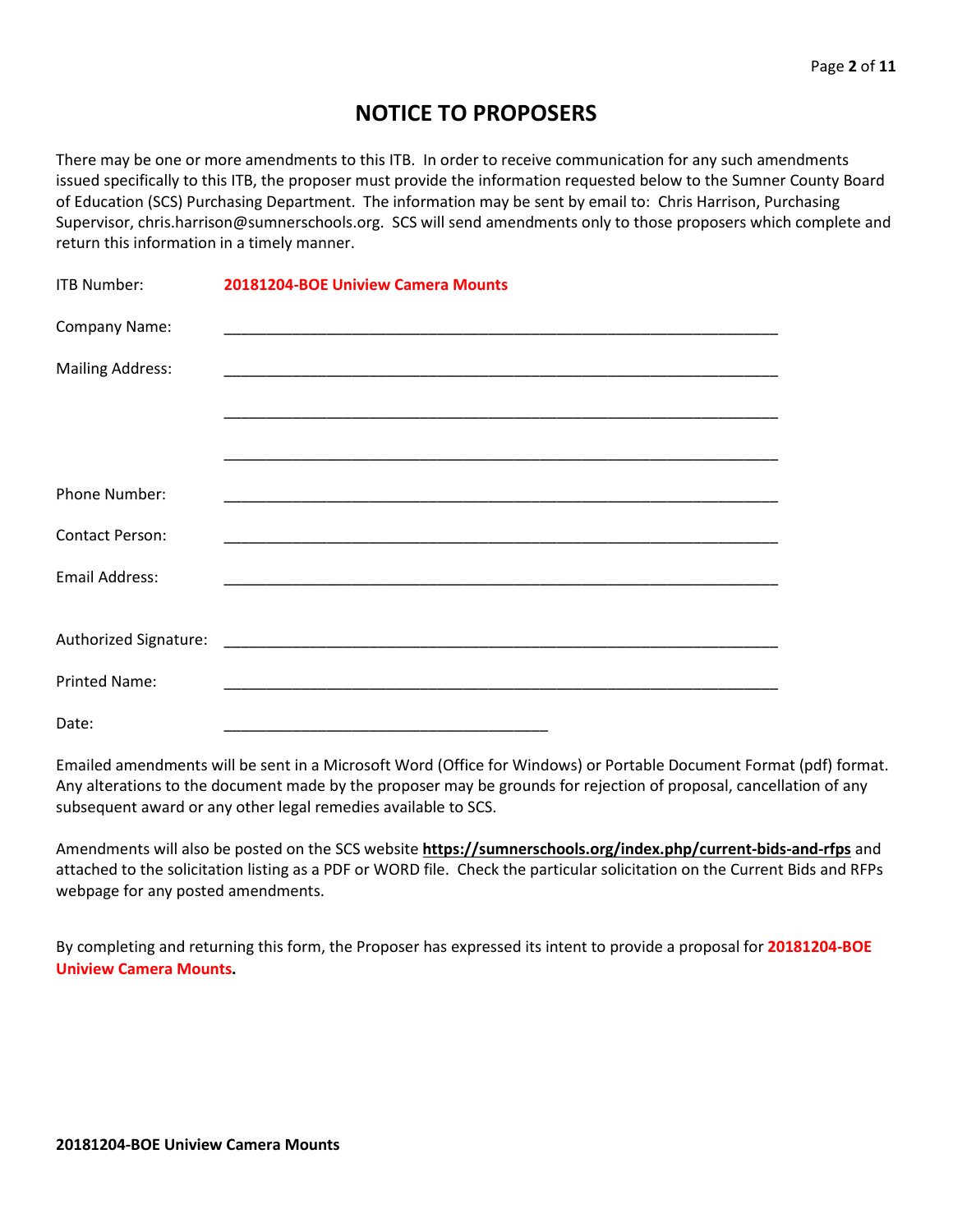# NOTICE TO PROPOSERS

There may be one or more amendments to this ITB. In order to receive communication for any such amendments issued specifically to this ITB, the proposer must provide the information requested below to the Sumner County Board of Education (SCS) Purchasing Department. The information may be sent by email to: Chris Harrison, Purchasing Supervisor, chris.harrison@sumnerschools.org. SCS will send amendments only to those proposers which complete and return this information in a timely manner.

ITB Number: **20181204-BOE Uniview Camera Mounts**

Company Name: ___________________________________________________________________

Mailing Address: ___________________________________________________________________

___________________________________________________________________

___________________________________________________________________

Phone Number: ___________________________________________________________________

Contact Person: ___________________________________________________________________

Email Address: ___________________________________________________________________

Authorized Signature: ___________________________________________________________________

Printed Name: ___________________________________________________________________

Date: ____________________________________

Emailed amendments will be sent in a Microsoft Word (Office for Windows) or Portable Document Format (pdf) format. Any alterations to the document made by the proposer may be grounds for rejection of proposal, cancellation of any subsequent award or any other legal remedies available to SCS.

Amendments will also be posted on the SCS website **https://sumnerschools.org/index.php/current-bids-and-rfps** and attached to the solicitation listing as a PDF or WORD file. Check the particular solicitation on the Current Bids and RFPs webpage for any posted amendments.

By completing and returning this form, the Proposer has expressed its intent to provide a proposal for **20181204-BOE Uniview Camera Mounts.**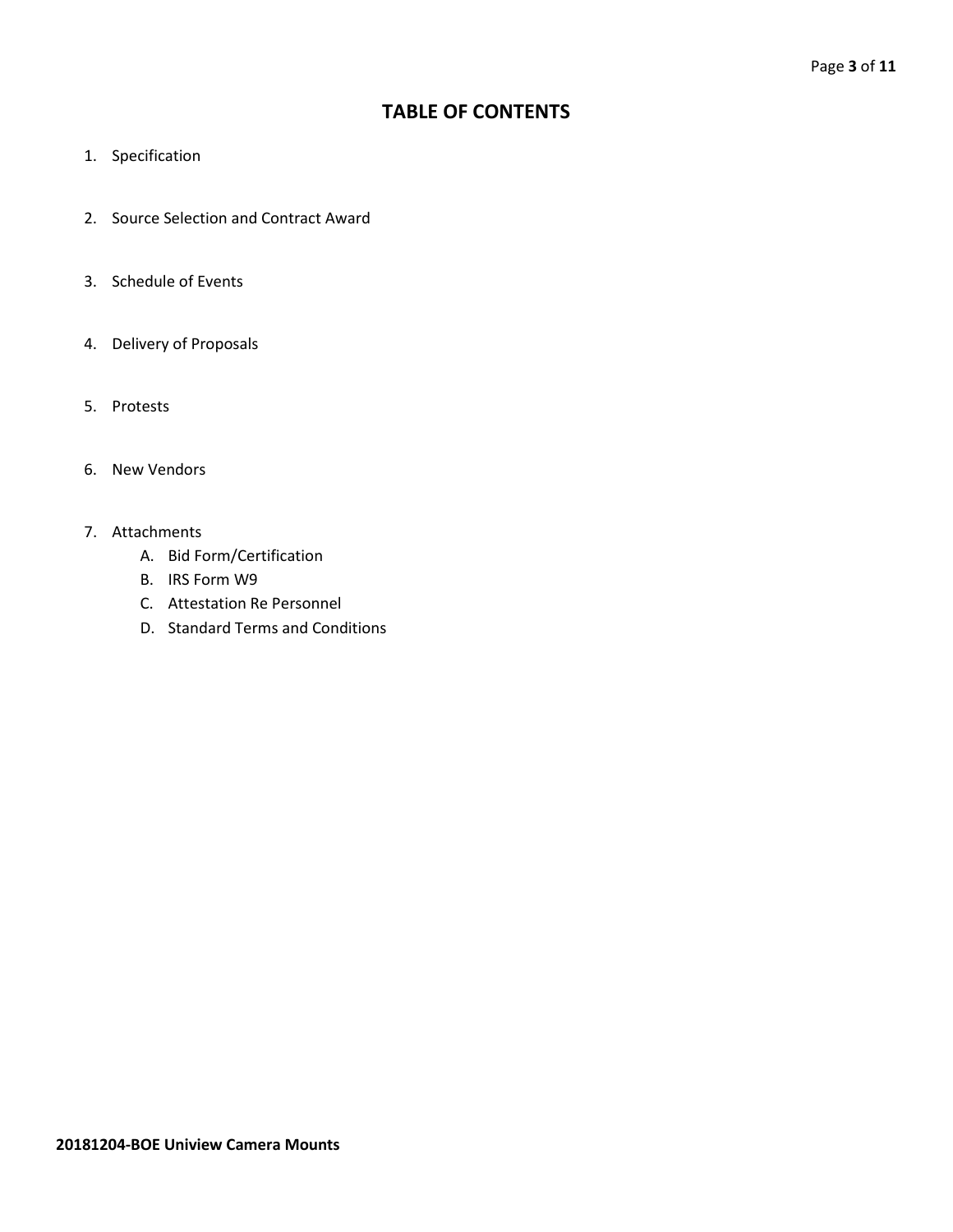# TABLE OF CONTENTS

1. Specification
2. Source Selection and Contract Award
3. Schedule of Events
4. Delivery of Proposals
5. Protests
6. New Vendors
7. Attachments
   A. Bid Form/Certification
   B. IRS Form W9
   C. Attestation Re Personnel
   D. Standard Terms and Conditions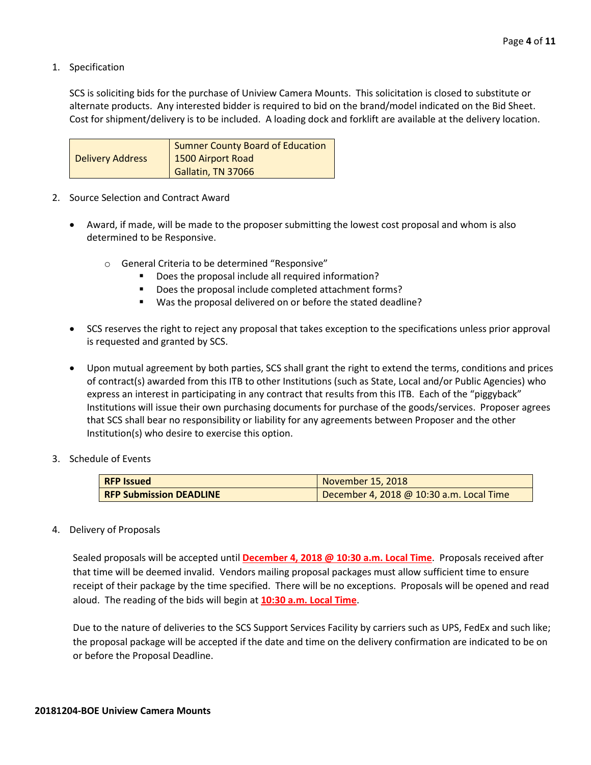1. Specification

   SCS is soliciting bids for the purchase of Uniview Camera Mounts. This solicitation is closed to substitute or alternate products. Any interested bidder is required to bid on the brand/model indicated on the Bid Sheet. Cost for shipment/delivery is to be included. A loading dock and forklift are available at the delivery location.

| Delivery Address | Sumner County Board of Education<br>1500 Airport Road<br>Gallatin, TN 37066 |
|---|---|

2. Source Selection and Contract Award

   - Award, if made, will be made to the proposer submitting the lowest cost proposal and whom is also determined to be Responsive.
     - General Criteria to be determined "Responsive"
       - Does the proposal include all required information?
       - Does the proposal include completed attachment forms?
       - Was the proposal delivered on or before the stated deadline?
   - SCS reserves the right to reject any proposal that takes exception to the specifications unless prior approval is requested and granted by SCS.
   - Upon mutual agreement by both parties, SCS shall grant the right to extend the terms, conditions and prices of contract(s) awarded from this ITB to other Institutions (such as State, Local and/or Public Agencies) who express an interest in participating in any contract that results from this ITB. Each of the "piggyback" Institutions will issue their own purchasing documents for purchase of the goods/services. Proposer agrees that SCS shall bear no responsibility or liability for any agreements between Proposer and the other Institution(s) who desire to exercise this option.

3. Schedule of Events

| **RFP Issued** | November 15, 2018 |
|---|---|
| **RFP Submission DEADLINE** | December 4, 2018 @ 10:30 a.m. Local Time |

4. Delivery of Proposals

   Sealed proposals will be accepted until **December 4, 2018 @ 10:30 a.m. Local Time**. Proposals received after that time will be deemed invalid. Vendors mailing proposal packages must allow sufficient time to ensure receipt of their package by the time specified. There will be no exceptions. Proposals will be opened and read aloud. The reading of the bids will begin at **10:30 a.m. Local Time**.

   Due to the nature of deliveries to the SCS Support Services Facility by carriers such as UPS, FedEx and such like; the proposal package will be accepted if the date and time on the delivery confirmation are indicated to be on or before the Proposal Deadline.

**20181204-BOE Uniview Camera Mounts**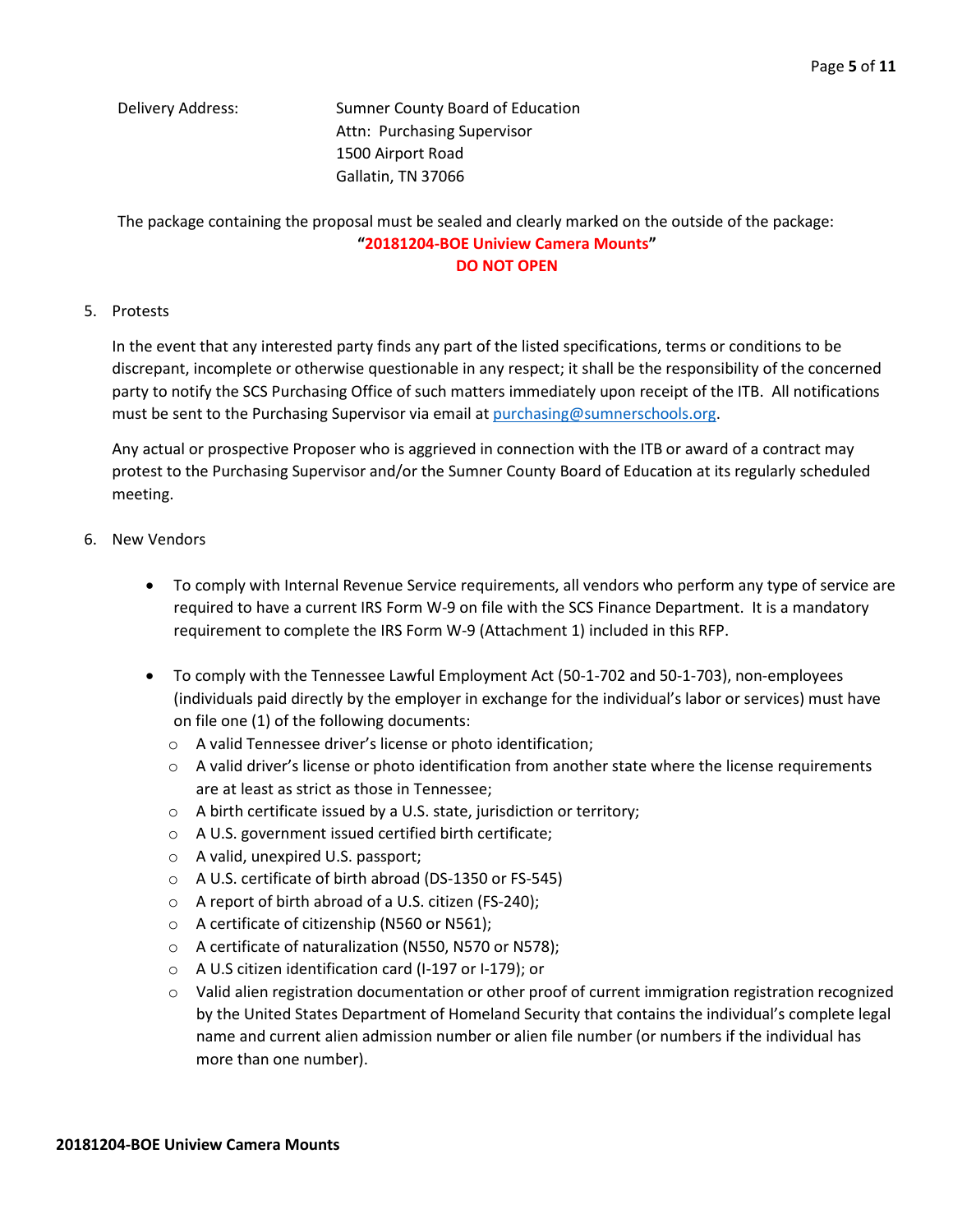Delivery Address: Sumner County Board of Education
Attn: Purchasing Supervisor
1500 Airport Road
Gallatin, TN 37066

The package containing the proposal must be sealed and clearly marked on the outside of the package:

**"20181204-BOE Uniview Camera Mounts"**
**DO NOT OPEN**

5. Protests

   In the event that any interested party finds any part of the listed specifications, terms or conditions to be discrepant, incomplete or otherwise questionable in any respect; it shall be the responsibility of the concerned party to notify the SCS Purchasing Office of such matters immediately upon receipt of the ITB. All notifications must be sent to the Purchasing Supervisor via email at [purchasing@sumnerschools.org](mailto:purchasing@sumnerschools.org).

   Any actual or prospective Proposer who is aggrieved in connection with the ITB or award of a contract may protest to the Purchasing Supervisor and/or the Sumner County Board of Education at its regularly scheduled meeting.

6. New Vendors

   - To comply with Internal Revenue Service requirements, all vendors who perform any type of service are required to have a current IRS Form W-9 on file with the SCS Finance Department. It is a mandatory requirement to complete the IRS Form W-9 (Attachment 1) included in this RFP.

   - To comply with the Tennessee Lawful Employment Act (50-1-702 and 50-1-703), non-employees (individuals paid directly by the employer in exchange for the individual's labor or services) must have on file one (1) of the following documents:
     - A valid Tennessee driver's license or photo identification;
     - A valid driver's license or photo identification from another state where the license requirements are at least as strict as those in Tennessee;
     - A birth certificate issued by a U.S. state, jurisdiction or territory;
     - A U.S. government issued certified birth certificate;
     - A valid, unexpired U.S. passport;
     - A U.S. certificate of birth abroad (DS-1350 or FS-545)
     - A report of birth abroad of a U.S. citizen (FS-240);
     - A certificate of citizenship (N560 or N561);
     - A certificate of naturalization (N550, N570 or N578);
     - A U.S citizen identification card (I-197 or I-179); or
     - Valid alien registration documentation or other proof of current immigration registration recognized by the United States Department of Homeland Security that contains the individual's complete legal name and current alien admission number or alien file number (or numbers if the individual has more than one number).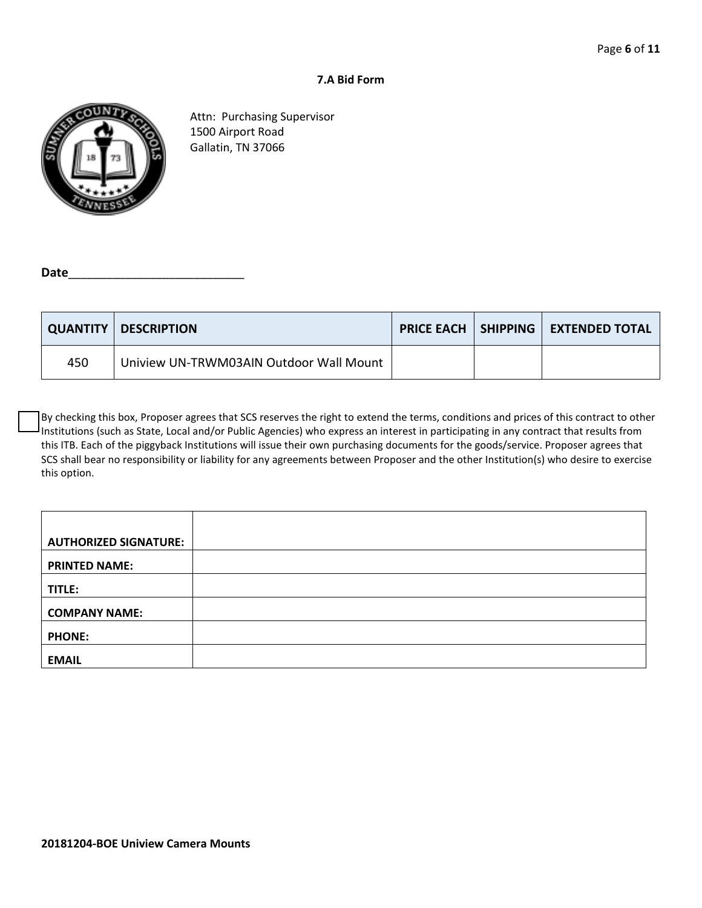**7.A Bid Form**

Attn: Purchasing Supervisor
1500 Airport Road
Gallatin, TN 37066

**Date**___________________________

| QUANTITY | DESCRIPTION | PRICE EACH | SHIPPING | EXTENDED TOTAL |
|---|---|---|---|---|
| 450 | Uniview UN-TRWM03AIN Outdoor Wall Mount | | | |

☐ By checking this box, Proposer agrees that SCS reserves the right to extend the terms, conditions and prices of this contract to other Institutions (such as State, Local and/or Public Agencies) who express an interest in participating in any contract that results from this ITB. Each of the piggyback Institutions will issue their own purchasing documents for the goods/service. Proposer agrees that SCS shall bear no responsibility or liability for any agreements between Proposer and the other Institution(s) who desire to exercise this option.

| | |
|---|---|
| **AUTHORIZED SIGNATURE:** | |
| **PRINTED NAME:** | |
| **TITLE:** | |
| **COMPANY NAME:** | |
| **PHONE:** | |
| **EMAIL** | |

**20181204-BOE Uniview Camera Mounts**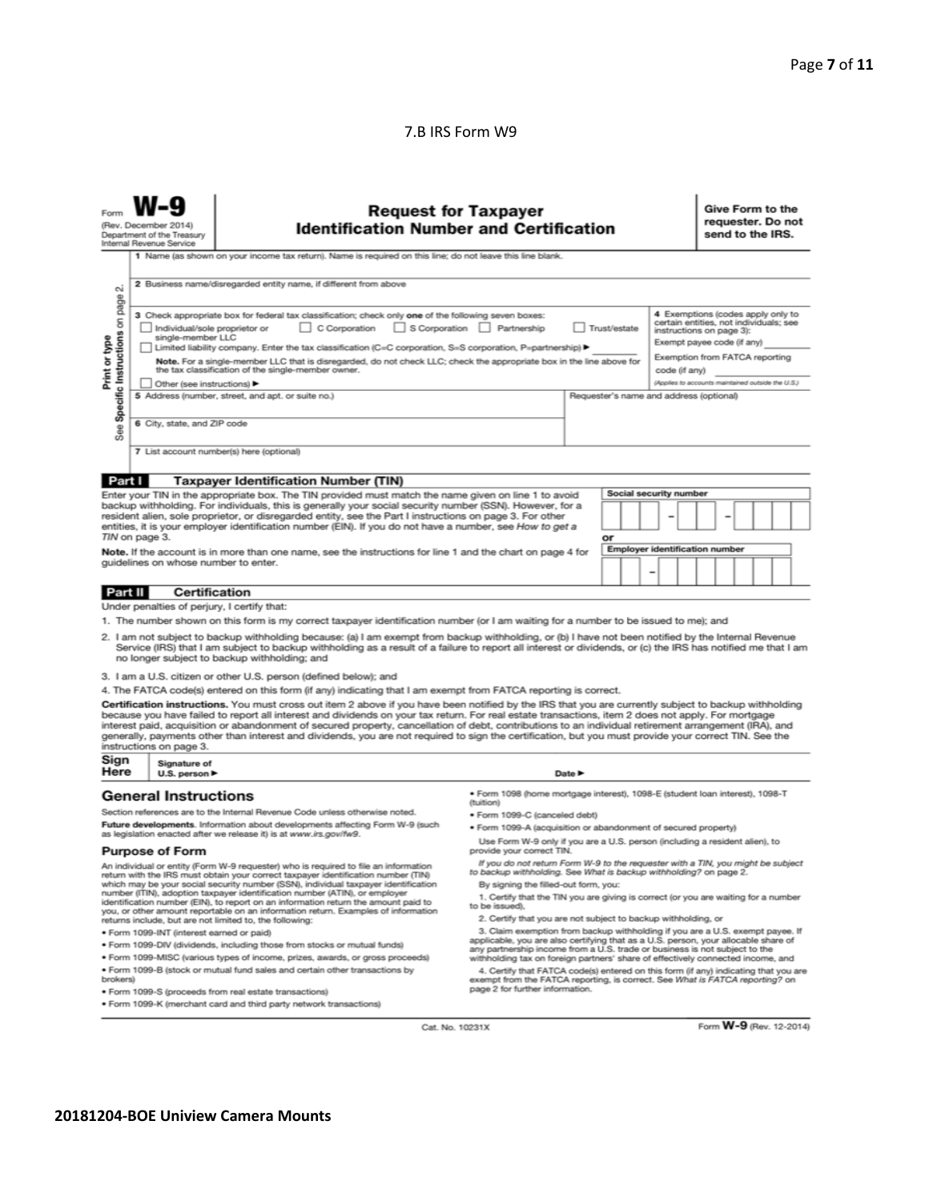7.B IRS Form W9

Form **W-9**
(Rev. December 2014)
Department of the Treasury
Internal Revenue Service

# Request for Taxpayer Identification Number and Certification

**Give Form to the requester. Do not send to the IRS.**

Print or type
See **Specific Instructions** on page 2.

1 Name (as shown on your income tax return). Name is required on this line; do not leave this line blank.

2 Business name/disregarded entity name, if different from above

3 Check appropriate box for federal tax classification; check only **one** of the following seven boxes:
☐ Individual/sole proprietor or single-member LLC ☐ C Corporation ☐ S Corporation ☐ Partnership ☐ Trust/estate
☐ Limited liability company. Enter the tax classification (C=C corporation, S=S corporation, P=partnership) ▶ ________
**Note.** For a single-member LLC that is disregarded, do not check LLC; check the appropriate box in the line above for the tax classification of the single-member owner.
☐ Other (see instructions) ▶

4 Exemptions (codes apply only to certain entities, not individuals; see instructions on page 3):
Exempt payee code (if any) ________
Exemption from FATCA reporting code (if any) ________
*(Applies to accounts maintained outside the U.S.)*

5 Address (number, street, and apt. or suite no.)

Requester's name and address (optional)

6 City, state, and ZIP code

7 List account number(s) here (optional)

## Part I Taxpayer Identification Number (TIN)

Enter your TIN in the appropriate box. The TIN provided must match the name given on line 1 to avoid backup withholding. For individuals, this is generally your social security number (SSN). However, for a resident alien, sole proprietor, or disregarded entity, see the Part I instructions on page 3. For other entities, it is your employer identification number (EIN). If you do not have a number, see *How to get a TIN* on page 3.

**Note.** If the account is in more than one name, see the instructions for line 1 and the chart on page 4 for guidelines on whose number to enter.

Social security number
[ ][ ][ ] – [ ][ ] – [ ][ ][ ][ ]

or

Employer identification number
[ ][ ] – [ ][ ][ ][ ][ ][ ][ ]

## Part II Certification

Under penalties of perjury, I certify that:

1. The number shown on this form is my correct taxpayer identification number (or I am waiting for a number to be issued to me); and
2. I am not subject to backup withholding because: (a) I am exempt from backup withholding, or (b) I have not been notified by the Internal Revenue Service (IRS) that I am subject to backup withholding as a result of a failure to report all interest or dividends, or (c) the IRS has notified me that I am no longer subject to backup withholding; and
3. I am a U.S. citizen or other U.S. person (defined below); and
4. The FATCA code(s) entered on this form (if any) indicating that I am exempt from FATCA reporting is correct.

**Certification instructions.** You must cross out item 2 above if you have been notified by the IRS that you are currently subject to backup withholding because you have failed to report all interest and dividends on your tax return. For real estate transactions, item 2 does not apply. For mortgage interest paid, acquisition or abandonment of secured property, cancellation of debt, contributions to an individual retirement arrangement (IRA), and generally, payments other than interest and dividends, you are not required to sign the certification, but you must provide your correct TIN. See the instructions on page 3.

**Sign Here** Signature of U.S. person ▶ Date ▶

## General Instructions

Section references are to the Internal Revenue Code unless otherwise noted.

**Future developments.** Information about developments affecting Form W-9 (such as legislation enacted after we release it) is at *www.irs.gov/fw9*.

### Purpose of Form

An individual or entity (Form W-9 requester) who is required to file an information return with the IRS must obtain your correct taxpayer identification number (TIN) which may be your social security number (SSN), individual taxpayer identification number (ITIN), adoption taxpayer identification number (ATIN), or employer identification number (EIN), to report on an information return the amount paid to you, or other amount reportable on an information return. Examples of information returns include, but are not limited to, the following:

- Form 1099-INT (interest earned or paid)
- Form 1099-DIV (dividends, including those from stocks or mutual funds)
- Form 1099-MISC (various types of income, prizes, awards, or gross proceeds)
- Form 1099-B (stock or mutual fund sales and certain other transactions by brokers)
- Form 1099-S (proceeds from real estate transactions)
- Form 1099-K (merchant card and third party network transactions)
- Form 1098 (home mortgage interest), 1098-E (student loan interest), 1098-T (tuition)
- Form 1099-C (canceled debt)
- Form 1099-A (acquisition or abandonment of secured property)

Use Form W-9 only if you are a U.S. person (including a resident alien), to provide your correct TIN.

*If you do not return Form W-9 to the requester with a TIN, you might be subject to backup withholding. See What is backup withholding? on page 2.*

By signing the filled-out form, you:

1. Certify that the TIN you are giving is correct (or you are waiting for a number to be issued),
2. Certify that you are not subject to backup withholding, or
3. Claim exemption from backup withholding if you are a U.S. exempt payee. If applicable, you are also certifying that as a U.S. person, your allocable share of any partnership income from a U.S. trade or business is not subject to the withholding tax on foreign partners' share of effectively connected income, and
4. Certify that FATCA code(s) entered on this form (if any) indicating that you are exempt from the FATCA reporting, is correct. See *What is FATCA reporting?* on page 2 for further information.

Cat. No. 10231X Form **W-9** (Rev. 12-2014)

**20181204-BOE Uniview Camera Mounts**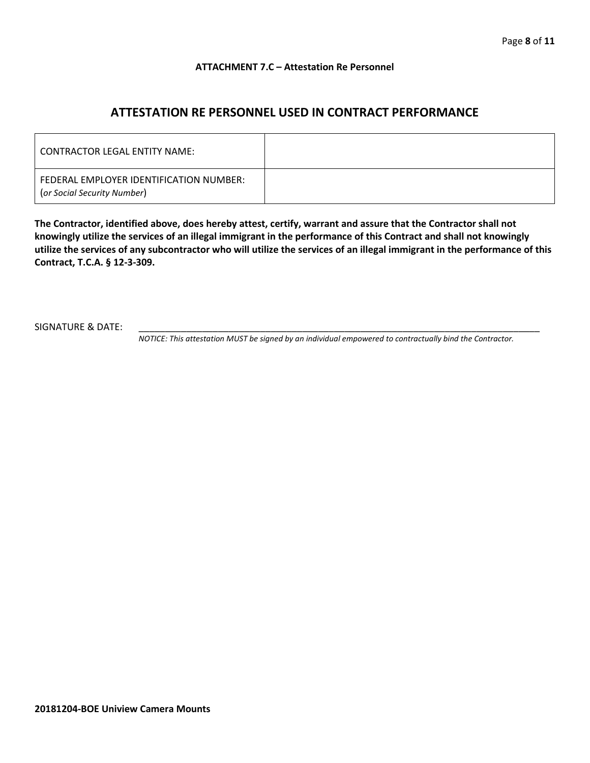**ATTACHMENT 7.C – Attestation Re Personnel**

## ATTESTATION RE PERSONNEL USED IN CONTRACT PERFORMANCE

| CONTRACTOR LEGAL ENTITY NAME: | |
|---|---|
| FEDERAL EMPLOYER IDENTIFICATION NUMBER: (*or Social Security Number*) | |

**The Contractor, identified above, does hereby attest, certify, warrant and assure that the Contractor shall not knowingly utilize the services of an illegal immigrant in the performance of this Contract and shall not knowingly utilize the services of any subcontractor who will utilize the services of an illegal immigrant in the performance of this Contract, T.C.A. § 12-3-309.**

SIGNATURE & DATE: ______________________________________________________________________________

*NOTICE: This attestation MUST be signed by an individual empowered to contractually bind the Contractor.*

**20181204-BOE Uniview Camera Mounts**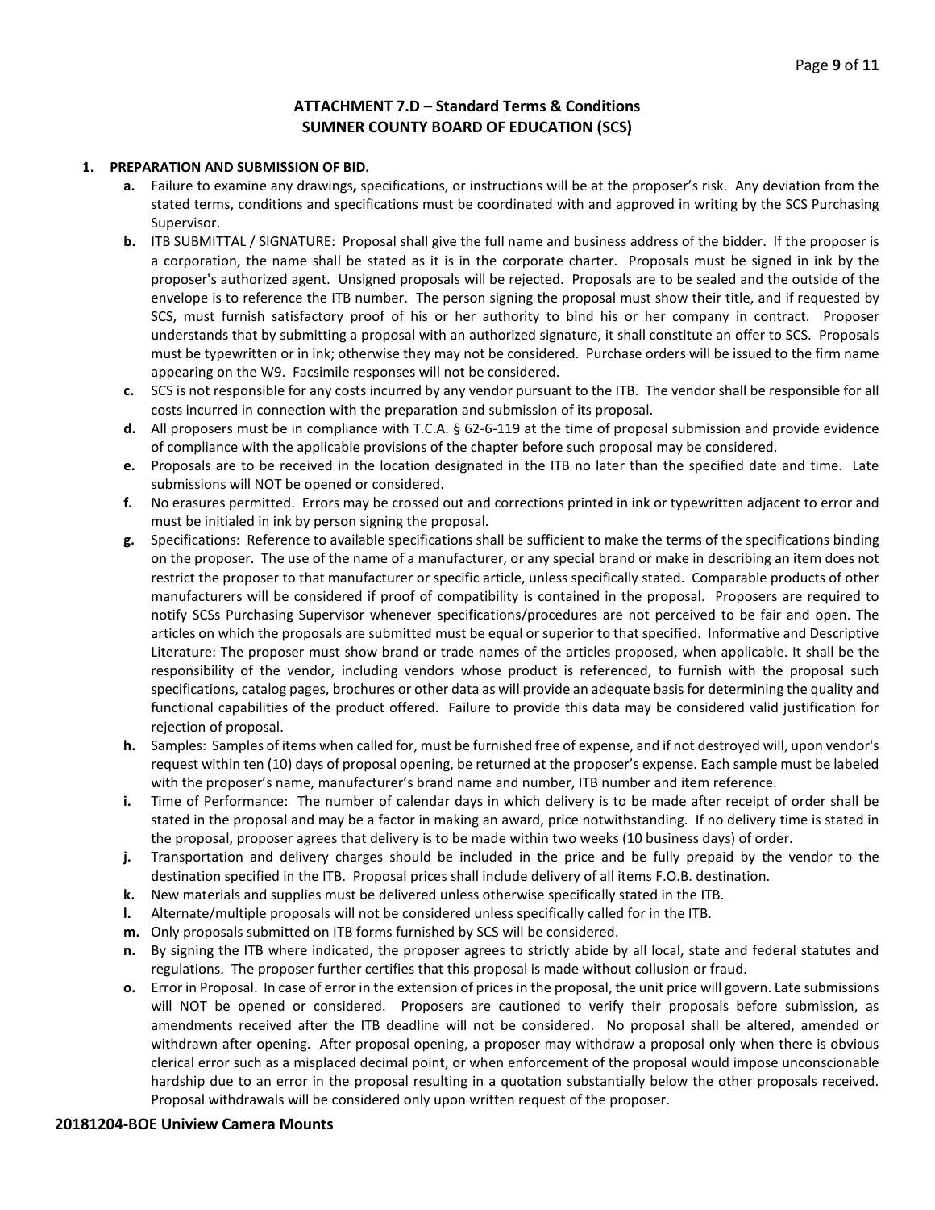### ATTACHMENT 7.D – Standard Terms & Conditions
### SUMNER COUNTY BOARD OF EDUCATION (SCS)

**1. PREPARATION AND SUBMISSION OF BID.**

- **a.** Failure to examine any drawings**,** specifications, or instructions will be at the proposer's risk. Any deviation from the stated terms, conditions and specifications must be coordinated with and approved in writing by the SCS Purchasing Supervisor.
- **b.** ITB SUBMITTAL / SIGNATURE: Proposal shall give the full name and business address of the bidder. If the proposer is a corporation, the name shall be stated as it is in the corporate charter. Proposals must be signed in ink by the proposer's authorized agent. Unsigned proposals will be rejected. Proposals are to be sealed and the outside of the envelope is to reference the ITB number. The person signing the proposal must show their title, and if requested by SCS, must furnish satisfactory proof of his or her authority to bind his or her company in contract. Proposer understands that by submitting a proposal with an authorized signature, it shall constitute an offer to SCS. Proposals must be typewritten or in ink; otherwise they may not be considered. Purchase orders will be issued to the firm name appearing on the W9. Facsimile responses will not be considered.
- **c.** SCS is not responsible for any costs incurred by any vendor pursuant to the ITB. The vendor shall be responsible for all costs incurred in connection with the preparation and submission of its proposal.
- **d.** All proposers must be in compliance with T.C.A. § 62-6-119 at the time of proposal submission and provide evidence of compliance with the applicable provisions of the chapter before such proposal may be considered.
- **e.** Proposals are to be received in the location designated in the ITB no later than the specified date and time. Late submissions will NOT be opened or considered.
- **f.** No erasures permitted. Errors may be crossed out and corrections printed in ink or typewritten adjacent to error and must be initialed in ink by person signing the proposal.
- **g.** Specifications: Reference to available specifications shall be sufficient to make the terms of the specifications binding on the proposer. The use of the name of a manufacturer, or any special brand or make in describing an item does not restrict the proposer to that manufacturer or specific article, unless specifically stated. Comparable products of other manufacturers will be considered if proof of compatibility is contained in the proposal. Proposers are required to notify SCSs Purchasing Supervisor whenever specifications/procedures are not perceived to be fair and open. The articles on which the proposals are submitted must be equal or superior to that specified. Informative and Descriptive Literature: The proposer must show brand or trade names of the articles proposed, when applicable. It shall be the responsibility of the vendor, including vendors whose product is referenced, to furnish with the proposal such specifications, catalog pages, brochures or other data as will provide an adequate basis for determining the quality and functional capabilities of the product offered. Failure to provide this data may be considered valid justification for rejection of proposal.
- **h.** Samples: Samples of items when called for, must be furnished free of expense, and if not destroyed will, upon vendor's request within ten (10) days of proposal opening, be returned at the proposer's expense. Each sample must be labeled with the proposer's name, manufacturer's brand name and number, ITB number and item reference.
- **i.** Time of Performance: The number of calendar days in which delivery is to be made after receipt of order shall be stated in the proposal and may be a factor in making an award, price notwithstanding. If no delivery time is stated in the proposal, proposer agrees that delivery is to be made within two weeks (10 business days) of order.
- **j.** Transportation and delivery charges should be included in the price and be fully prepaid by the vendor to the destination specified in the ITB. Proposal prices shall include delivery of all items F.O.B. destination.
- **k.** New materials and supplies must be delivered unless otherwise specifically stated in the ITB.
- **l.** Alternate/multiple proposals will not be considered unless specifically called for in the ITB.
- **m.** Only proposals submitted on ITB forms furnished by SCS will be considered.
- **n.** By signing the ITB where indicated, the proposer agrees to strictly abide by all local, state and federal statutes and regulations. The proposer further certifies that this proposal is made without collusion or fraud.
- **o.** Error in Proposal. In case of error in the extension of prices in the proposal, the unit price will govern. Late submissions will NOT be opened or considered. Proposers are cautioned to verify their proposals before submission, as amendments received after the ITB deadline will not be considered. No proposal shall be altered, amended or withdrawn after opening. After proposal opening, a proposer may withdraw a proposal only when there is obvious clerical error such as a misplaced decimal point, or when enforcement of the proposal would impose unconscionable hardship due to an error in the proposal resulting in a quotation substantially below the other proposals received. Proposal withdrawals will be considered only upon written request of the proposer.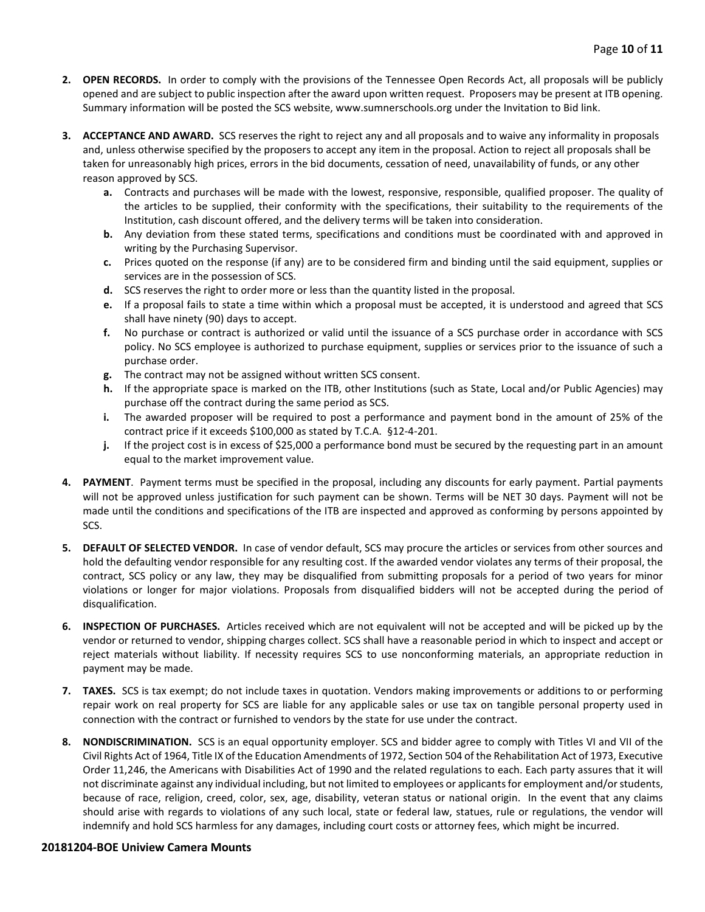2. **OPEN RECORDS.** In order to comply with the provisions of the Tennessee Open Records Act, all proposals will be publicly opened and are subject to public inspection after the award upon written request. Proposers may be present at ITB opening. Summary information will be posted the SCS website, www.sumnerschools.org under the Invitation to Bid link.

3. **ACCEPTANCE AND AWARD.** SCS reserves the right to reject any and all proposals and to waive any informality in proposals and, unless otherwise specified by the proposers to accept any item in the proposal. Action to reject all proposals shall be taken for unreasonably high prices, errors in the bid documents, cessation of need, unavailability of funds, or any other reason approved by SCS.
   - **a.** Contracts and purchases will be made with the lowest, responsive, responsible, qualified proposer. The quality of the articles to be supplied, their conformity with the specifications, their suitability to the requirements of the Institution, cash discount offered, and the delivery terms will be taken into consideration.
   - **b.** Any deviation from these stated terms, specifications and conditions must be coordinated with and approved in writing by the Purchasing Supervisor.
   - **c.** Prices quoted on the response (if any) are to be considered firm and binding until the said equipment, supplies or services are in the possession of SCS.
   - **d.** SCS reserves the right to order more or less than the quantity listed in the proposal.
   - **e.** If a proposal fails to state a time within which a proposal must be accepted, it is understood and agreed that SCS shall have ninety (90) days to accept.
   - **f.** No purchase or contract is authorized or valid until the issuance of a SCS purchase order in accordance with SCS policy. No SCS employee is authorized to purchase equipment, supplies or services prior to the issuance of such a purchase order.
   - **g.** The contract may not be assigned without written SCS consent.
   - **h.** If the appropriate space is marked on the ITB, other Institutions (such as State, Local and/or Public Agencies) may purchase off the contract during the same period as SCS.
   - **i.** The awarded proposer will be required to post a performance and payment bond in the amount of 25% of the contract price if it exceeds $100,000 as stated by T.C.A. §12-4-201.
   - **j.** If the project cost is in excess of $25,000 a performance bond must be secured by the requesting part in an amount equal to the market improvement value.

4. **PAYMENT**. Payment terms must be specified in the proposal, including any discounts for early payment. Partial payments will not be approved unless justification for such payment can be shown. Terms will be NET 30 days. Payment will not be made until the conditions and specifications of the ITB are inspected and approved as conforming by persons appointed by SCS.

5. **DEFAULT OF SELECTED VENDOR.** In case of vendor default, SCS may procure the articles or services from other sources and hold the defaulting vendor responsible for any resulting cost. If the awarded vendor violates any terms of their proposal, the contract, SCS policy or any law, they may be disqualified from submitting proposals for a period of two years for minor violations or longer for major violations. Proposals from disqualified bidders will not be accepted during the period of disqualification.

6. **INSPECTION OF PURCHASES.** Articles received which are not equivalent will not be accepted and will be picked up by the vendor or returned to vendor, shipping charges collect. SCS shall have a reasonable period in which to inspect and accept or reject materials without liability. If necessity requires SCS to use nonconforming materials, an appropriate reduction in payment may be made.

7. **TAXES.** SCS is tax exempt; do not include taxes in quotation. Vendors making improvements or additions to or performing repair work on real property for SCS are liable for any applicable sales or use tax on tangible personal property used in connection with the contract or furnished to vendors by the state for use under the contract.

8. **NONDISCRIMINATION.** SCS is an equal opportunity employer. SCS and bidder agree to comply with Titles VI and VII of the Civil Rights Act of 1964, Title IX of the Education Amendments of 1972, Section 504 of the Rehabilitation Act of 1973, Executive Order 11,246, the Americans with Disabilities Act of 1990 and the related regulations to each. Each party assures that it will not discriminate against any individual including, but not limited to employees or applicants for employment and/or students, because of race, religion, creed, color, sex, age, disability, veteran status or national origin. In the event that any claims should arise with regards to violations of any such local, state or federal law, statues, rule or regulations, the vendor will indemnify and hold SCS harmless for any damages, including court costs or attorney fees, which might be incurred.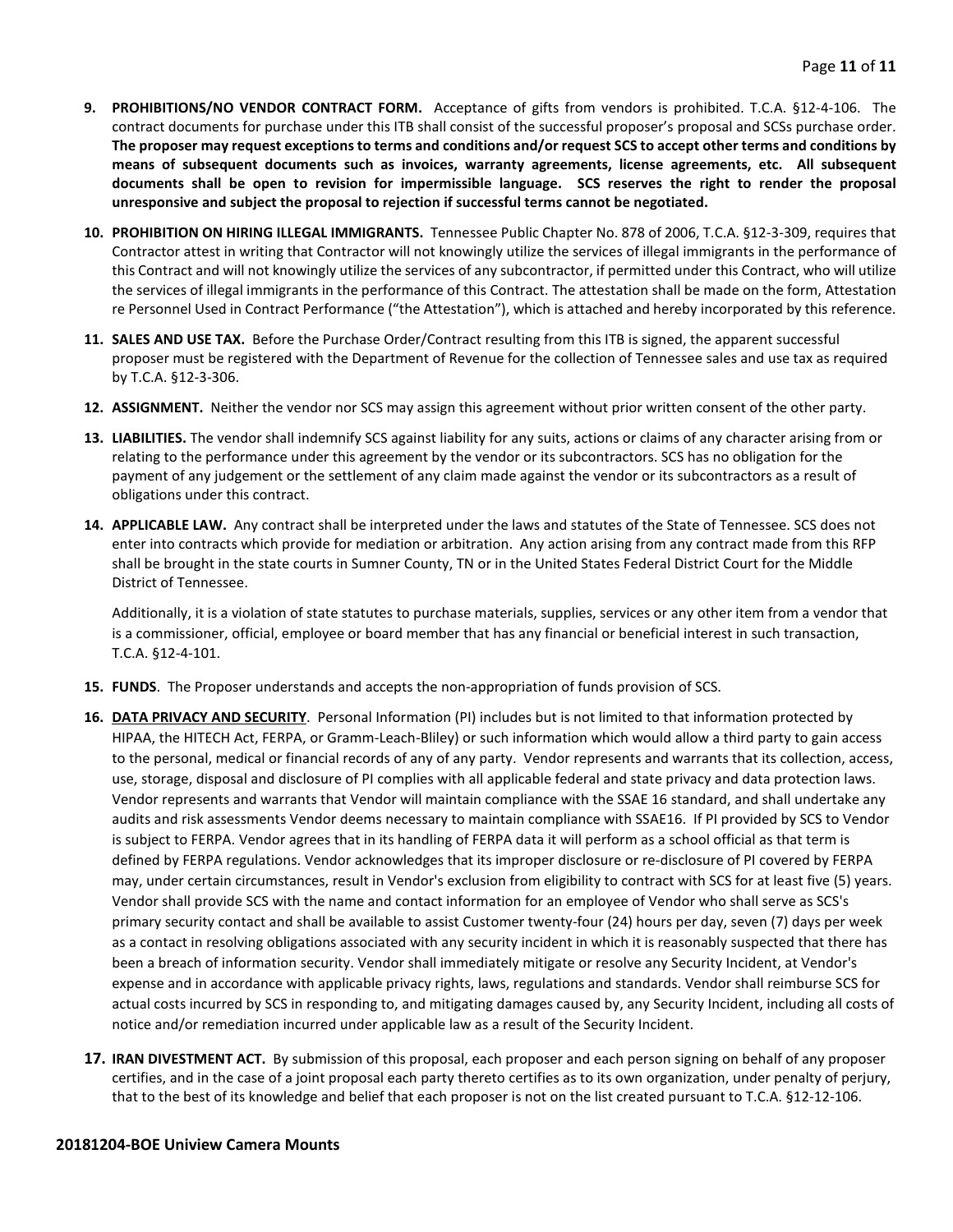9. **PROHIBITIONS/NO VENDOR CONTRACT FORM.** Acceptance of gifts from vendors is prohibited. T.C.A. §12-4-106. The contract documents for purchase under this ITB shall consist of the successful proposer's proposal and SCSs purchase order. **The proposer may request exceptions to terms and conditions and/or request SCS to accept other terms and conditions by means of subsequent documents such as invoices, warranty agreements, license agreements, etc. All subsequent documents shall be open to revision for impermissible language. SCS reserves the right to render the proposal unresponsive and subject the proposal to rejection if successful terms cannot be negotiated.**

10. **PROHIBITION ON HIRING ILLEGAL IMMIGRANTS.** Tennessee Public Chapter No. 878 of 2006, T.C.A. §12-3-309, requires that Contractor attest in writing that Contractor will not knowingly utilize the services of illegal immigrants in the performance of this Contract and will not knowingly utilize the services of any subcontractor, if permitted under this Contract, who will utilize the services of illegal immigrants in the performance of this Contract. The attestation shall be made on the form, Attestation re Personnel Used in Contract Performance ("the Attestation"), which is attached and hereby incorporated by this reference.

11. **SALES AND USE TAX.** Before the Purchase Order/Contract resulting from this ITB is signed, the apparent successful proposer must be registered with the Department of Revenue for the collection of Tennessee sales and use tax as required by T.C.A. §12-3-306.

12. **ASSIGNMENT.** Neither the vendor nor SCS may assign this agreement without prior written consent of the other party.

13. **LIABILITIES.** The vendor shall indemnify SCS against liability for any suits, actions or claims of any character arising from or relating to the performance under this agreement by the vendor or its subcontractors. SCS has no obligation for the payment of any judgement or the settlement of any claim made against the vendor or its subcontractors as a result of obligations under this contract.

14. **APPLICABLE LAW.** Any contract shall be interpreted under the laws and statutes of the State of Tennessee. SCS does not enter into contracts which provide for mediation or arbitration. Any action arising from any contract made from this RFP shall be brought in the state courts in Sumner County, TN or in the United States Federal District Court for the Middle District of Tennessee.

    Additionally, it is a violation of state statutes to purchase materials, supplies, services or any other item from a vendor that is a commissioner, official, employee or board member that has any financial or beneficial interest in such transaction, T.C.A. §12-4-101.

15. **FUNDS**. The Proposer understands and accepts the non-appropriation of funds provision of SCS.

16. **DATA PRIVACY AND SECURITY**. Personal Information (PI) includes but is not limited to that information protected by HIPAA, the HITECH Act, FERPA, or Gramm-Leach-Bliley) or such information which would allow a third party to gain access to the personal, medical or financial records of any of any party. Vendor represents and warrants that its collection, access, use, storage, disposal and disclosure of PI complies with all applicable federal and state privacy and data protection laws. Vendor represents and warrants that Vendor will maintain compliance with the SSAE 16 standard, and shall undertake any audits and risk assessments Vendor deems necessary to maintain compliance with SSAE16. If PI provided by SCS to Vendor is subject to FERPA. Vendor agrees that in its handling of FERPA data it will perform as a school official as that term is defined by FERPA regulations. Vendor acknowledges that its improper disclosure or re-disclosure of PI covered by FERPA may, under certain circumstances, result in Vendor's exclusion from eligibility to contract with SCS for at least five (5) years. Vendor shall provide SCS with the name and contact information for an employee of Vendor who shall serve as SCS's primary security contact and shall be available to assist Customer twenty-four (24) hours per day, seven (7) days per week as a contact in resolving obligations associated with any security incident in which it is reasonably suspected that there has been a breach of information security. Vendor shall immediately mitigate or resolve any Security Incident, at Vendor's expense and in accordance with applicable privacy rights, laws, regulations and standards. Vendor shall reimburse SCS for actual costs incurred by SCS in responding to, and mitigating damages caused by, any Security Incident, including all costs of notice and/or remediation incurred under applicable law as a result of the Security Incident.

17. **IRAN DIVESTMENT ACT.** By submission of this proposal, each proposer and each person signing on behalf of any proposer certifies, and in the case of a joint proposal each party thereto certifies as to its own organization, under penalty of perjury, that to the best of its knowledge and belief that each proposer is not on the list created pursuant to T.C.A. §12-12-106.